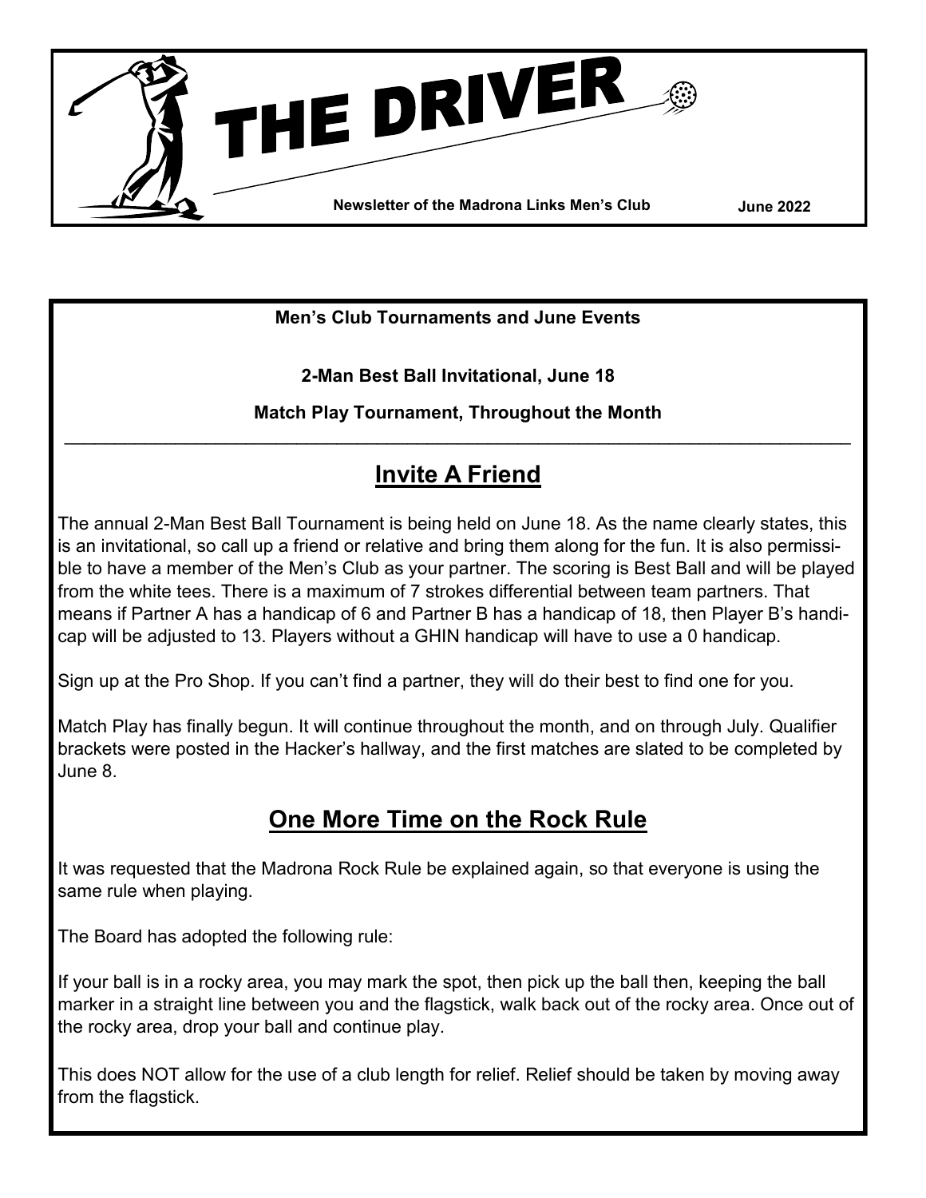# THE DRIVER

**Newsletter of the Madrona Links Men's Club** **June 2022**

**Men's Club Tournaments and June Events**

**2-Man Best Ball Invitational, June 18**

**Match Play Tournament, Throughout the Month**

---

## Invite A Friend

The annual 2-Man Best Ball Tournament is being held on June 18. As the name clearly states, this is an invitational, so call up a friend or relative and bring them along for the fun. It is also permissible to have a member of the Men's Club as your partner. The scoring is Best Ball and will be played from the white tees. There is a maximum of 7 strokes differential between team partners. That means if Partner A has a handicap of 6 and Partner B has a handicap of 18, then Player B's handicap will be adjusted to 13. Players without a GHIN handicap will have to use a 0 handicap.

Sign up at the Pro Shop. If you can't find a partner, they will do their best to find one for you.

Match Play has finally begun. It will continue throughout the month, and on through July. Qualifier brackets were posted in the Hacker's hallway, and the first matches are slated to be completed by June 8.

## One More Time on the Rock Rule

It was requested that the Madrona Rock Rule be explained again, so that everyone is using the same rule when playing.

The Board has adopted the following rule:

If your ball is in a rocky area, you may mark the spot, then pick up the ball then, keeping the ball marker in a straight line between you and the flagstick, walk back out of the rocky area. Once out of the rocky area, drop your ball and continue play.

This does NOT allow for the use of a club length for relief. Relief should be taken by moving away from the flagstick.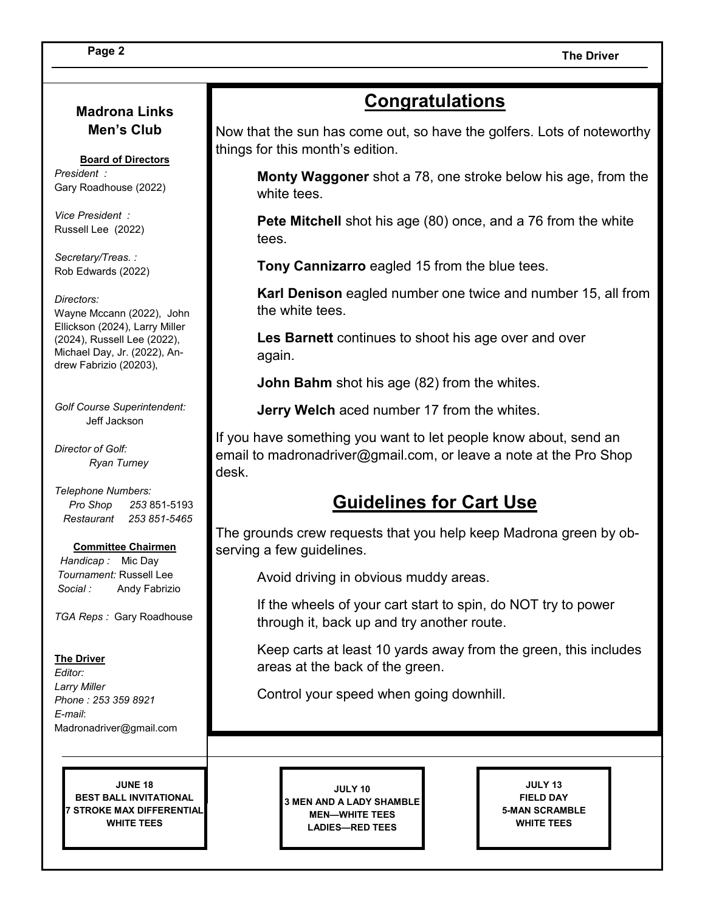## Madrona Links Men's Club

**Board of Directors**

*President :*
Gary Roadhouse (2022)

*Vice President :*
Russell Lee (2022)

*Secretary/Treas. :*
Rob Edwards (2022)

*Directors:*
Wayne Mccann (2022), John Ellickson (2024), Larry Miller (2024), Russell Lee (2022), Michael Day, Jr. (2022), Andrew Fabrizio (20203),

*Golf Course Superintendent:*
Jeff Jackson

*Director of Golf:*
*Ryan Turney*

*Telephone Numbers:*
*Pro Shop* *253* 851-5193
*Restaurant* *253 851-5465*

**Committee Chairmen**

*Handicap :* Mic Day
*Tournament:* Russell Lee
*Social :* Andy Fabrizio

*TGA Reps :* Gary Roadhouse

**The Driver**
*Editor:*
*Larry Miller*
*Phone : 253 359 8921*
*E-mail*:
Madronadriver@gmail.com

# Congratulations

Now that the sun has come out, so have the golfers. Lots of noteworthy things for this month's edition.

**Monty Waggoner** shot a 78, one stroke below his age, from the white tees.

**Pete Mitchell** shot his age (80) once, and a 76 from the white tees.

**Tony Cannizarro** eagled 15 from the blue tees.

**Karl Denison** eagled number one twice and number 15, all from the white tees.

**Les Barnett** continues to shoot his age over and over again.

**John Bahm** shot his age (82) from the whites.

**Jerry Welch** aced number 17 from the whites.

If you have something you want to let people know about, send an email to madronadriver@gmail.com, or leave a note at the Pro Shop desk.

# Guidelines for Cart Use

The grounds crew requests that you help keep Madrona green by observing a few guidelines.

Avoid driving in obvious muddy areas.

If the wheels of your cart start to spin, do NOT try to power through it, back up and try another route.

Keep carts at least 10 yards away from the green, this includes areas at the back of the green.

Control your speed when going downhill.

**JUNE 18**
**BEST BALL INVITATIONAL**
**7 STROKE MAX DIFFERENTIAL**
**WHITE TEES**

**JULY 10**
**3 MEN AND A LADY SHAMBLE**
**MEN—WHITE TEES**
**LADIES—RED TEES**

**JULY 13**
**FIELD DAY**
**5-MAN SCRAMBLE**
**WHITE TEES**